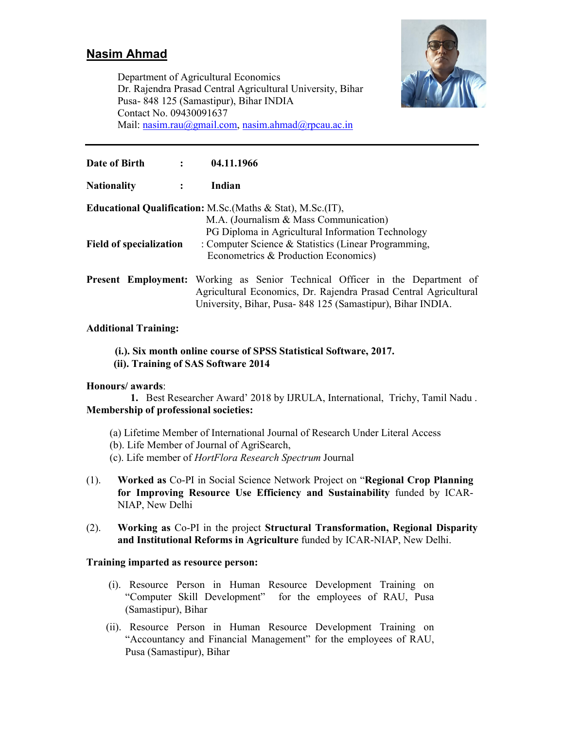# Nasim Ahmad

Department of Agricultural Economics
Dr. Rajendra Prasad Central Agricultural University, Bihar
Pusa- 848 125 (Samastipur), Bihar INDIA
Contact No. 09430091637
Mail: nasim.rau@gmail.com, nasim.ahmad@rpcau.ac.in

---

**Date of Birth** : **04.11.1966**

**Nationality** : **Indian**

**Educational Qualification:** M.Sc.(Maths & Stat), M.Sc.(IT),
M.A. (Journalism & Mass Communication)
PG Diploma in Agricultural Information Technology

**Field of specialization** : Computer Science & Statistics (Linear Programming, Econometrics & Production Economics)

**Present Employment:** Working as Senior Technical Officer in the Department of Agricultural Economics, Dr. Rajendra Prasad Central Agricultural University, Bihar, Pusa- 848 125 (Samastipur), Bihar INDIA.

**Additional Training:**

**(i.). Six month online course of SPSS Statistical Software, 2017.**
**(ii). Training of SAS Software 2014**

**Honours/ awards**:
1. Best Researcher Award' 2018 by IJRULA, International, Trichy, Tamil Nadu .

**Membership of professional societies:**

(a) Lifetime Member of International Journal of Research Under Literal Access
(b). Life Member of Journal of AgriSearch,
(c). Life member of *HortFlora Research Spectrum* Journal

(1). **Worked as** Co-PI in Social Science Network Project on "**Regional Crop Planning for Improving Resource Use Efficiency and Sustainability** funded by ICAR-NIAP, New Delhi

(2). **Working as** Co-PI in the project **Structural Transformation, Regional Disparity and Institutional Reforms in Agriculture** funded by ICAR-NIAP, New Delhi.

**Training imparted as resource person:**

(i). Resource Person in Human Resource Development Training on "Computer Skill Development" for the employees of RAU, Pusa (Samastipur), Bihar

(ii). Resource Person in Human Resource Development Training on "Accountancy and Financial Management" for the employees of RAU, Pusa (Samastipur), Bihar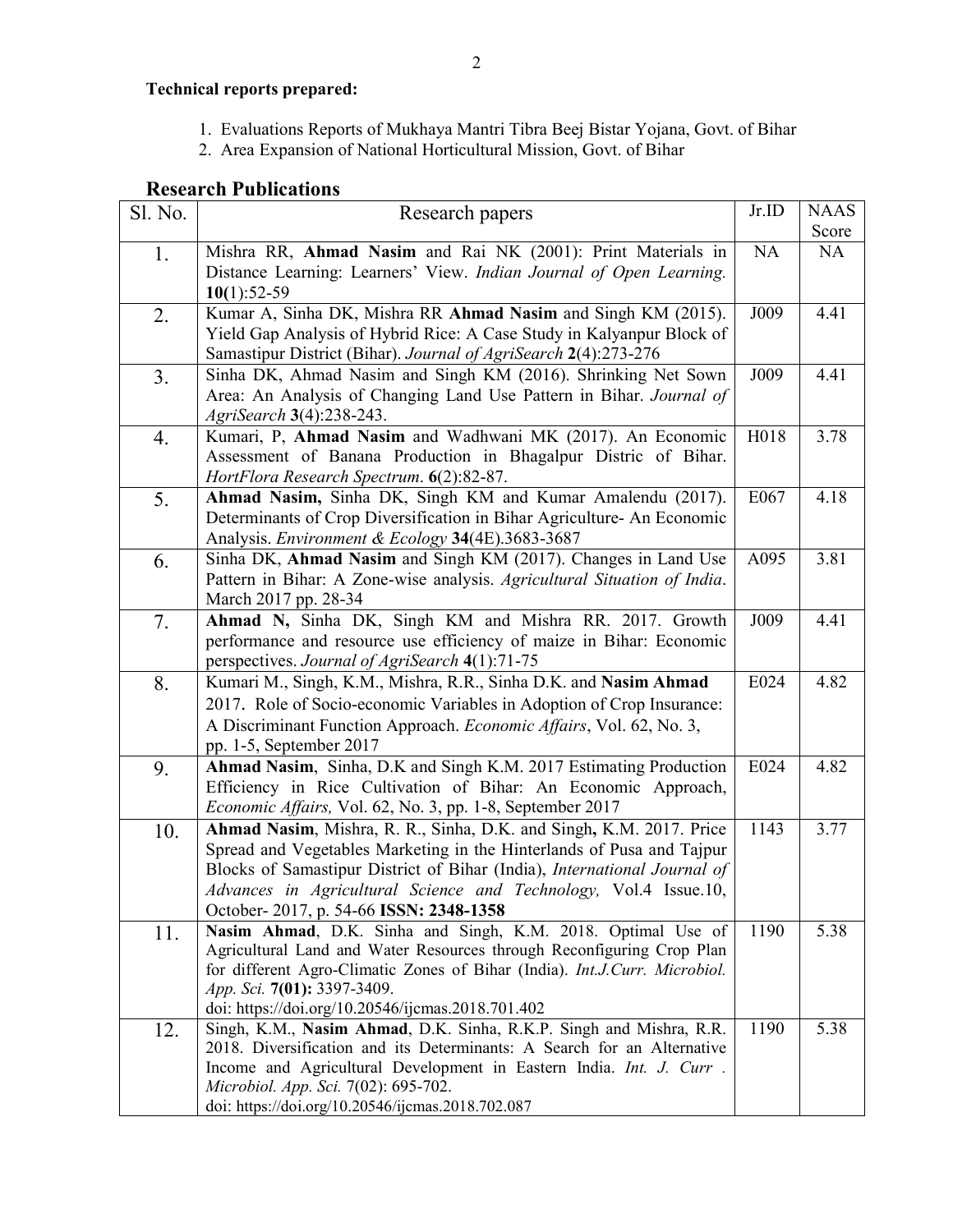**Technical reports prepared:**

1. Evaluations Reports of Mukhaya Mantri Tibra Beej Bistar Yojana, Govt. of Bihar
2. Area Expansion of National Horticultural Mission, Govt. of Bihar

## Research Publications

| Sl. No. | Research papers | Jr.ID | NAAS Score |
|---|---|---|---|
| 1. | Mishra RR, **Ahmad Nasim** and Rai NK (2001): Print Materials in Distance Learning: Learners' View. *Indian Journal of Open Learning.* **10**(1):52-59 | NA | NA |
| 2. | Kumar A, Sinha DK, Mishra RR **Ahmad Nasim** and Singh KM (2015). Yield Gap Analysis of Hybrid Rice: A Case Study in Kalyanpur Block of Samastipur District (Bihar). *Journal of AgriSearch* **2**(4):273-276 | J009 | 4.41 |
| 3. | Sinha DK, Ahmad Nasim and Singh KM (2016). Shrinking Net Sown Area: An Analysis of Changing Land Use Pattern in Bihar. *Journal of AgriSearch* **3**(4):238-243. | J009 | 4.41 |
| 4. | Kumari, P, **Ahmad Nasim** and Wadhwani MK (2017). An Economic Assessment of Banana Production in Bhagalpur Distric of Bihar. *HortFlora Research Spectrum*. **6**(2):82-87. | H018 | 3.78 |
| 5. | **Ahmad Nasim,** Sinha DK, Singh KM and Kumar Amalendu (2017). Determinants of Crop Diversification in Bihar Agriculture- An Economic Analysis. *Environment & Ecology* **34(**4E).3683-3687 | E067 | 4.18 |
| 6. | Sinha DK, **Ahmad Nasim** and Singh KM (2017). Changes in Land Use Pattern in Bihar: A Zone-wise analysis. *Agricultural Situation of India*. March 2017 pp. 28-34 | A095 | 3.81 |
| 7. | **Ahmad N,** Sinha DK, Singh KM and Mishra RR. 2017. Growth performance and resource use efficiency of maize in Bihar: Economic perspectives. *Journal of AgriSearch* **4**(1):71-75 | J009 | 4.41 |
| 8. | Kumari M., Singh, K.M., Mishra, R.R., Sinha D.K. and **Nasim Ahmad** 2017. Role of Socio-economic Variables in Adoption of Crop Insurance: A Discriminant Function Approach. *Economic Affairs*, Vol. 62, No. 3, pp. 1-5, September 2017 | E024 | 4.82 |
| 9. | **Ahmad Nasim**, Sinha, D.K and Singh K.M. 2017 Estimating Production Efficiency in Rice Cultivation of Bihar: An Economic Approach, *Economic Affairs,* Vol. 62, No. 3, pp. 1-8, September 2017 | E024 | 4.82 |
| 10. | **Ahmad Nasim**, Mishra, R. R., Sinha, D.K. and Singh**,** K.M. 2017. Price Spread and Vegetables Marketing in the Hinterlands of Pusa and Tajpur Blocks of Samastipur District of Bihar (India), *International Journal of Advances in Agricultural Science and Technology,* Vol.4 Issue.10, October- 2017, p. 54-66 **ISSN: 2348-1358** | 1143 | 3.77 |
| 11. | **Nasim Ahmad**, D.K. Sinha and Singh, K.M. 2018. Optimal Use of Agricultural Land and Water Resources through Reconfiguring Crop Plan for different Agro-Climatic Zones of Bihar (India). *Int.J.Curr. Microbiol. App. Sci.* **7(01):** 3397-3409. doi: https://doi.org/10.20546/ijcmas.2018.701.402 | 1190 | 5.38 |
| 12. | Singh, K.M., **Nasim Ahmad**, D.K. Sinha, R.K.P. Singh and Mishra, R.R. 2018. Diversification and its Determinants: A Search for an Alternative Income and Agricultural Development in Eastern India. *Int. J. Curr . Microbiol. App. Sci.* 7(02): 695-702. doi: https://doi.org/10.20546/ijcmas.2018.702.087 | 1190 | 5.38 |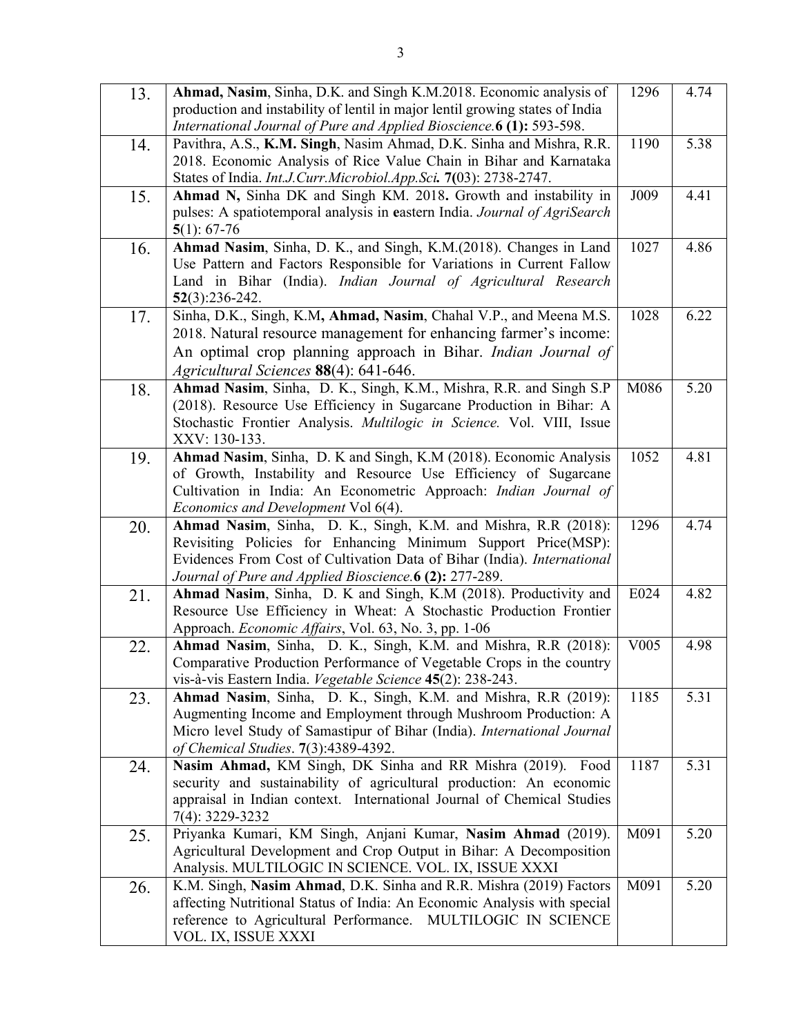| | | | |
|---|---|---|---|
| 13. | **Ahmad, Nasim**, Sinha, D.K. and Singh K.M.2018. Economic analysis of production and instability of lentil in major lentil growing states of India *International Journal of Pure and Applied Bioscience.***6 (1):** 593-598. | 1296 | 4.74 |
| 14. | Pavithra, A.S., **K.M. Singh**, Nasim Ahmad, D.K. Sinha and Mishra, R.R. 2018. Economic Analysis of Rice Value Chain in Bihar and Karnataka States of India. *Int.J.Curr.Microbiol.App.Sci.* **7(**03): 2738-2747. | 1190 | 5.38 |
| 15. | **Ahmad N,** Sinha DK and Singh KM. 2018**.** Growth and instability in pulses: A spatiotemporal analysis in **e**astern India. *Journal of AgriSearch* **5**(1): 67-76 | J009 | 4.41 |
| 16. | **Ahmad Nasim**, Sinha, D. K., and Singh, K.M.(2018). Changes in Land Use Pattern and Factors Responsible for Variations in Current Fallow Land in Bihar (India). *Indian Journal of Agricultural Research* **52**(3):236-242. | 1027 | 4.86 |
| 17. | Sinha, D.K., Singh, K.M**, Ahmad, Nasim**, Chahal V.P., and Meena M.S. 2018. Natural resource management for enhancing farmer's income: An optimal crop planning approach in Bihar. *Indian Journal of Agricultural Sciences* **88**(4): 641-646. | 1028 | 6.22 |
| 18. | **Ahmad Nasim**, Sinha, D. K., Singh, K.M., Mishra, R.R. and Singh S.P (2018). Resource Use Efficiency in Sugarcane Production in Bihar: A Stochastic Frontier Analysis. *Multilogic in Science.* Vol. VIII, Issue XXV: 130-133. | M086 | 5.20 |
| 19. | **Ahmad Nasim**, Sinha, D. K and Singh, K.M (2018). Economic Analysis of Growth, Instability and Resource Use Efficiency of Sugarcane Cultivation in India: An Econometric Approach: *Indian Journal of Economics and Development* Vol 6(4). | 1052 | 4.81 |
| 20. | **Ahmad Nasim**, Sinha, D. K., Singh, K.M. and Mishra, R.R (2018): Revisiting Policies for Enhancing Minimum Support Price(MSP): Evidences From Cost of Cultivation Data of Bihar (India). *International Journal of Pure and Applied Bioscience.***6 (2):** 277-289. | 1296 | 4.74 |
| 21. | **Ahmad Nasim**, Sinha, D. K and Singh, K.M (2018). Productivity and Resource Use Efficiency in Wheat: A Stochastic Production Frontier Approach. *Economic Affairs*, Vol. 63, No. 3, pp. 1-06 | E024 | 4.82 |
| 22. | **Ahmad Nasim**, Sinha, D. K., Singh, K.M. and Mishra, R.R (2018): Comparative Production Performance of Vegetable Crops in the country vis-à-vis Eastern India. *Vegetable Science* **45**(2): 238-243. | V005 | 4.98 |
| 23. | **Ahmad Nasim**, Sinha, D. K., Singh, K.M. and Mishra, R.R (2019): Augmenting Income and Employment through Mushroom Production: A Micro level Study of Samastipur of Bihar (India). *International Journal of Chemical Studies*. **7**(3):4389-4392. | 1185 | 5.31 |
| 24. | **Nasim Ahmad,** KM Singh, DK Sinha and RR Mishra (2019). Food security and sustainability of agricultural production: An economic appraisal in Indian context. International Journal of Chemical Studies 7(4): 3229-3232 | 1187 | 5.31 |
| 25. | Priyanka Kumari, KM Singh, Anjani Kumar, **Nasim Ahmad** (2019). Agricultural Development and Crop Output in Bihar: A Decomposition Analysis. MULTILOGIC IN SCIENCE. VOL. IX, ISSUE XXXI | M091 | 5.20 |
| 26. | K.M. Singh, **Nasim Ahmad**, D.K. Sinha and R.R. Mishra (2019) Factors affecting Nutritional Status of India: An Economic Analysis with special reference to Agricultural Performance. MULTILOGIC IN SCIENCE VOL. IX, ISSUE XXXI | M091 | 5.20 |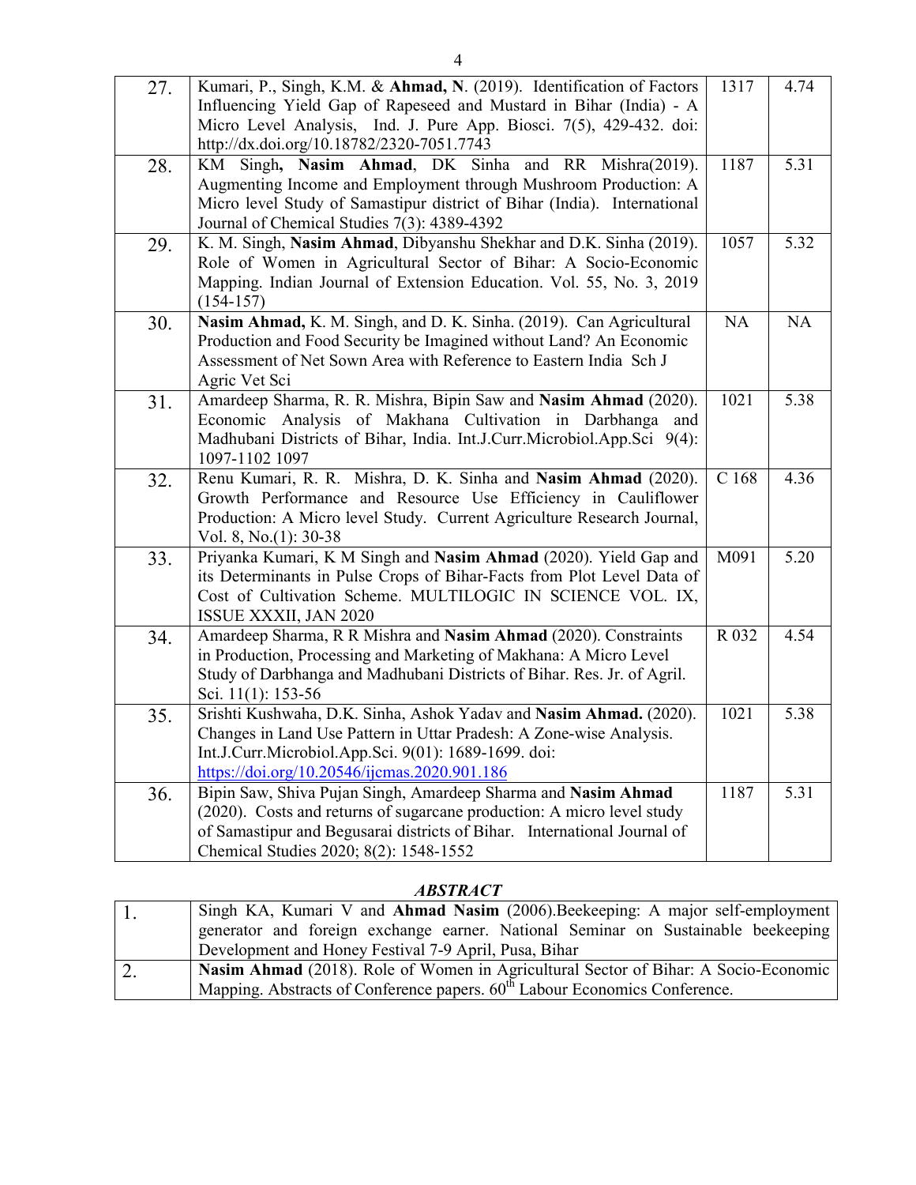| | | | |
|---|---|---|---|
| 27. | Kumari, P., Singh, K.M. & **Ahmad, N**. (2019). Identification of Factors Influencing Yield Gap of Rapeseed and Mustard in Bihar (India) - A Micro Level Analysis, Ind. J. Pure App. Biosci. 7(5), 429-432. doi: http://dx.doi.org/10.18782/2320-7051.7743 | 1317 | 4.74 |
| 28. | KM Singh**, Nasim Ahmad**, DK Sinha and RR Mishra(2019). Augmenting Income and Employment through Mushroom Production: A Micro level Study of Samastipur district of Bihar (India). International Journal of Chemical Studies 7(3): 4389-4392 | 1187 | 5.31 |
| 29. | K. M. Singh, **Nasim Ahmad**, Dibyanshu Shekhar and D.K. Sinha (2019). Role of Women in Agricultural Sector of Bihar: A Socio-Economic Mapping. Indian Journal of Extension Education. Vol. 55, No. 3, 2019 (154-157) | 1057 | 5.32 |
| 30. | **Nasim Ahmad,** K. M. Singh, and D. K. Sinha. (2019). Can Agricultural Production and Food Security be Imagined without Land? An Economic Assessment of Net Sown Area with Reference to Eastern India Sch J Agric Vet Sci | NA | NA |
| 31. | Amardeep Sharma, R. R. Mishra, Bipin Saw and **Nasim Ahmad** (2020). Economic Analysis of Makhana Cultivation in Darbhanga and Madhubani Districts of Bihar, India. Int.J.Curr.Microbiol.App.Sci 9(4): 1097-1102 1097 | 1021 | 5.38 |
| 32. | Renu Kumari, R. R. Mishra, D. K. Sinha and **Nasim Ahmad** (2020). Growth Performance and Resource Use Efficiency in Cauliflower Production: A Micro level Study. Current Agriculture Research Journal, Vol. 8, No.(1): 30-38 | C 168 | 4.36 |
| 33. | Priyanka Kumari, K M Singh and **Nasim Ahmad** (2020). Yield Gap and its Determinants in Pulse Crops of Bihar-Facts from Plot Level Data of Cost of Cultivation Scheme. MULTILOGIC IN SCIENCE VOL. IX, ISSUE XXXII, JAN 2020 | M091 | 5.20 |
| 34. | Amardeep Sharma, R R Mishra and **Nasim Ahmad** (2020). Constraints in Production, Processing and Marketing of Makhana: A Micro Level Study of Darbhanga and Madhubani Districts of Bihar. Res. Jr. of Agril. Sci. 11(1): 153-56 | R 032 | 4.54 |
| 35. | Srishti Kushwaha, D.K. Sinha, Ashok Yadav and **Nasim Ahmad.** (2020). Changes in Land Use Pattern in Uttar Pradesh: A Zone-wise Analysis. Int.J.Curr.Microbiol.App.Sci. 9(01): 1689-1699. doi: https://doi.org/10.20546/ijcmas.2020.901.186 | 1021 | 5.38 |
| 36. | Bipin Saw, Shiva Pujan Singh, Amardeep Sharma and **Nasim Ahmad** (2020). Costs and returns of sugarcane production: A micro level study of Samastipur and Begusarai districts of Bihar. International Journal of Chemical Studies 2020; 8(2): 1548-1552 | 1187 | 5.31 |

***ABSTRACT***

| | |
|---|---|
| 1. | Singh KA, Kumari V and **Ahmad Nasim** (2006).Beekeeping: A major self-employment generator and foreign exchange earner. National Seminar on Sustainable beekeeping Development and Honey Festival 7-9 April, Pusa, Bihar |
| 2. | **Nasim Ahmad** (2018). Role of Women in Agricultural Sector of Bihar: A Socio-Economic Mapping. Abstracts of Conference papers. $60^{th}$ Labour Economics Conference. |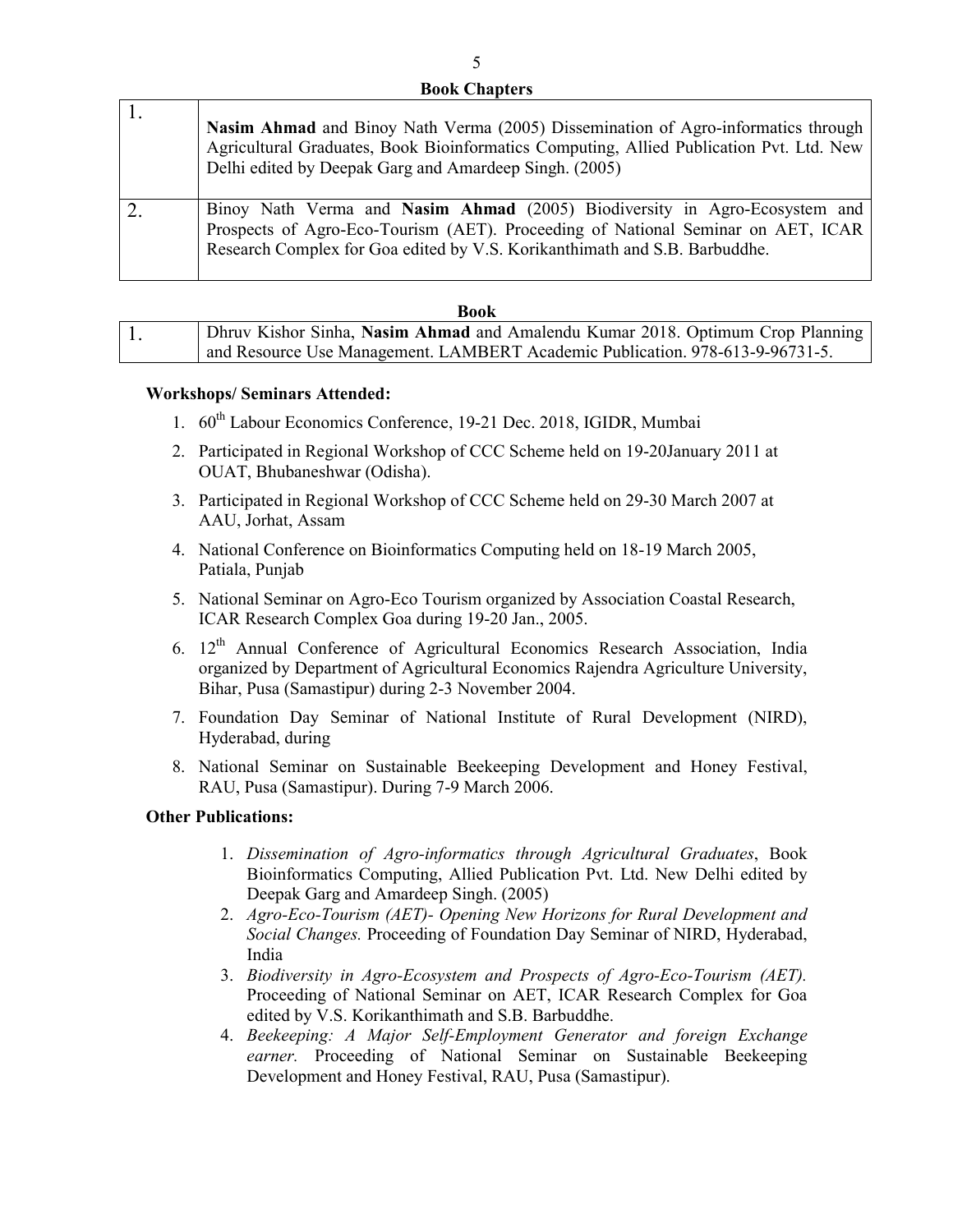**Book Chapters**

| | |
|---|---|
| 1. | **Nasim Ahmad** and Binoy Nath Verma (2005) Dissemination of Agro-informatics through Agricultural Graduates, Book Bioinformatics Computing, Allied Publication Pvt. Ltd. New Delhi edited by Deepak Garg and Amardeep Singh. (2005) |
| 2. | Binoy Nath Verma and **Nasim Ahmad** (2005) Biodiversity in Agro-Ecosystem and Prospects of Agro-Eco-Tourism (AET). Proceeding of National Seminar on AET, ICAR Research Complex for Goa edited by V.S. Korikanthimath and S.B. Barbuddhe. |

**Book**

| | |
|---|---|
| 1. | Dhruv Kishor Sinha, **Nasim Ahmad** and Amalendu Kumar 2018. Optimum Crop Planning and Resource Use Management. LAMBERT Academic Publication. 978-613-9-96731-5. |

**Workshops/ Seminars Attended:**

1. 60th Labour Economics Conference, 19-21 Dec. 2018, IGIDR, Mumbai
2. Participated in Regional Workshop of CCC Scheme held on 19-20January 2011 at OUAT, Bhubaneshwar (Odisha).
3. Participated in Regional Workshop of CCC Scheme held on 29-30 March 2007 at AAU, Jorhat, Assam
4. National Conference on Bioinformatics Computing held on 18-19 March 2005, Patiala, Punjab
5. National Seminar on Agro-Eco Tourism organized by Association Coastal Research, ICAR Research Complex Goa during 19-20 Jan., 2005.
6. 12th Annual Conference of Agricultural Economics Research Association, India organized by Department of Agricultural Economics Rajendra Agriculture University, Bihar, Pusa (Samastipur) during 2-3 November 2004.
7. Foundation Day Seminar of National Institute of Rural Development (NIRD), Hyderabad, during
8. National Seminar on Sustainable Beekeeping Development and Honey Festival, RAU, Pusa (Samastipur). During 7-9 March 2006.

**Other Publications:**

1. *Dissemination of Agro-informatics through Agricultural Graduates*, Book Bioinformatics Computing, Allied Publication Pvt. Ltd. New Delhi edited by Deepak Garg and Amardeep Singh. (2005)
2. *Agro-Eco-Tourism (AET)- Opening New Horizons for Rural Development and Social Changes.* Proceeding of Foundation Day Seminar of NIRD, Hyderabad, India
3. *Biodiversity in Agro-Ecosystem and Prospects of Agro-Eco-Tourism (AET).* Proceeding of National Seminar on AET, ICAR Research Complex for Goa edited by V.S. Korikanthimath and S.B. Barbuddhe.
4. *Beekeeping: A Major Self-Employment Generator and foreign Exchange earner.* Proceeding of National Seminar on Sustainable Beekeeping Development and Honey Festival, RAU, Pusa (Samastipur).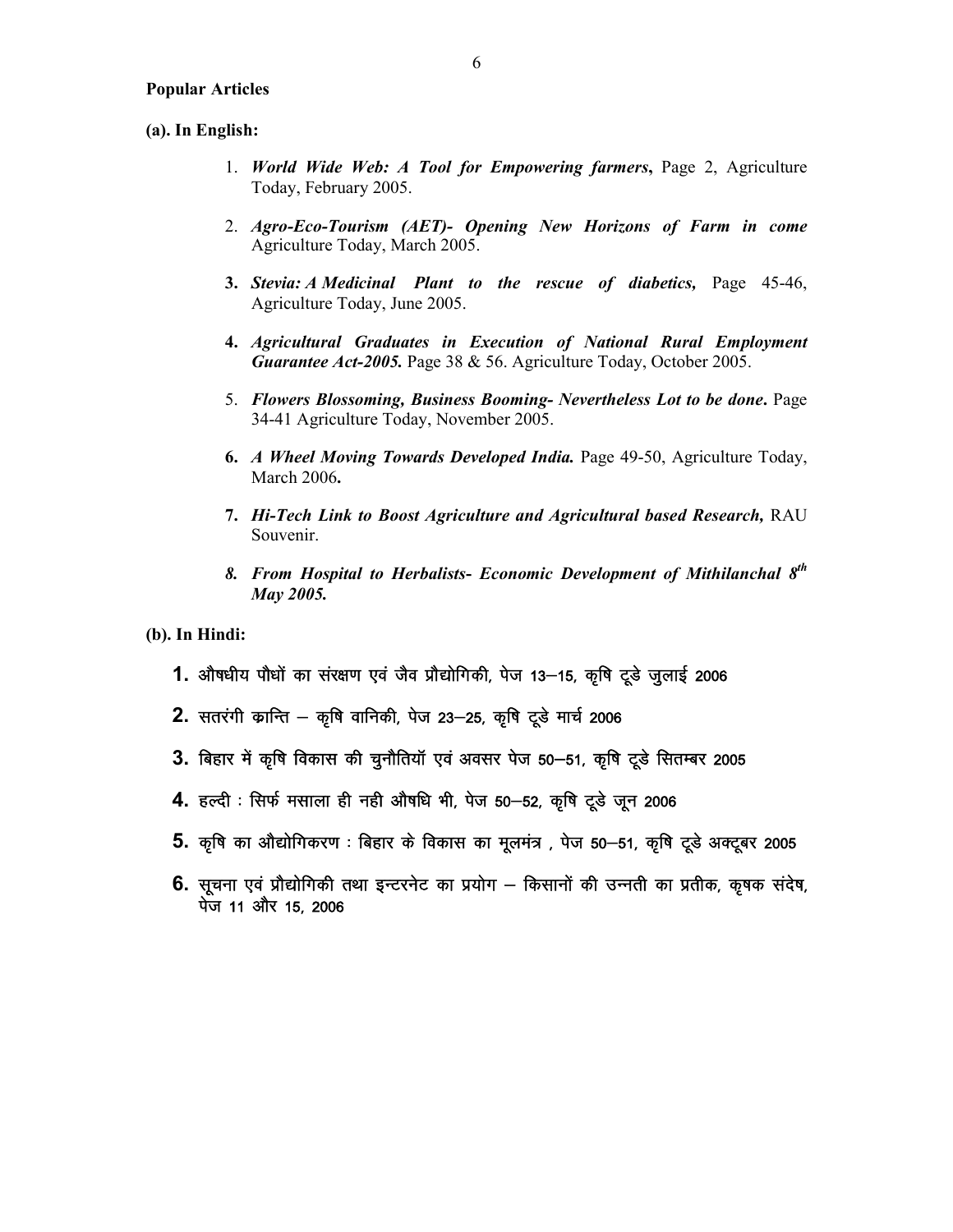**Popular Articles**

**(a). In English:**

1. ***World Wide Web: A Tool for Empowering farmers*****,** Page 2, Agriculture Today, February 2005.
2. ***Agro-Eco-Tourism (AET)- Opening New Horizons of Farm in come*** Agriculture Today, March 2005.
3. ***Stevia: A Medicinal Plant to the rescue of diabetics,*** Page 45-46, Agriculture Today, June 2005.
4. ***Agricultural Graduates in Execution of National Rural Employment Guarantee Act-2005.*** Page 38 & 56. Agriculture Today, October 2005.
5. ***Flowers Blossoming, Business Booming- Nevertheless Lot to be done*****.** Page 34-41 Agriculture Today, November 2005.
6. ***A Wheel Moving Towards Developed India.*** Page 49-50, Agriculture Today, March 2006**.**
7. ***Hi-Tech Link to Boost Agriculture and Agricultural based Research,*** RAU Souvenir.
8. ***From Hospital to Herbalists- Economic Development of Mithilanchal 8th May 2005.***

**(b). In Hindi:**

1. औषधीय पौधों का संरक्षण एवं जैव प्रौद्योगिकी, पेज 13–15, कृषि टूडे जुलाई 2006
2. सतरंगी क्रान्ति – कृषि वानिकी, पेज 23–25, कृषि टूडे मार्च 2006
3. बिहार में कृषि विकास की चुनौतियॉ एवं अवसर पेज 50–51, कृषि टूडे सितम्बर 2005
4. हल्दी : सिर्फ मसाला ही नही औषधि भी, पेज 50–52, कृषि टूडे जून 2006
5. कृषि का औद्योगिकरण : बिहार के विकास का मूलमंत्र , पेज 50–51, कृषि टूडे अक्टूबर 2005
6. सूचना एवं प्रौद्योगिकी तथा इन्टरनेट का प्रयोग – किसानों की उन्नती का प्रतीक, कृषक संदेष, पेज 11 और 15, 2006